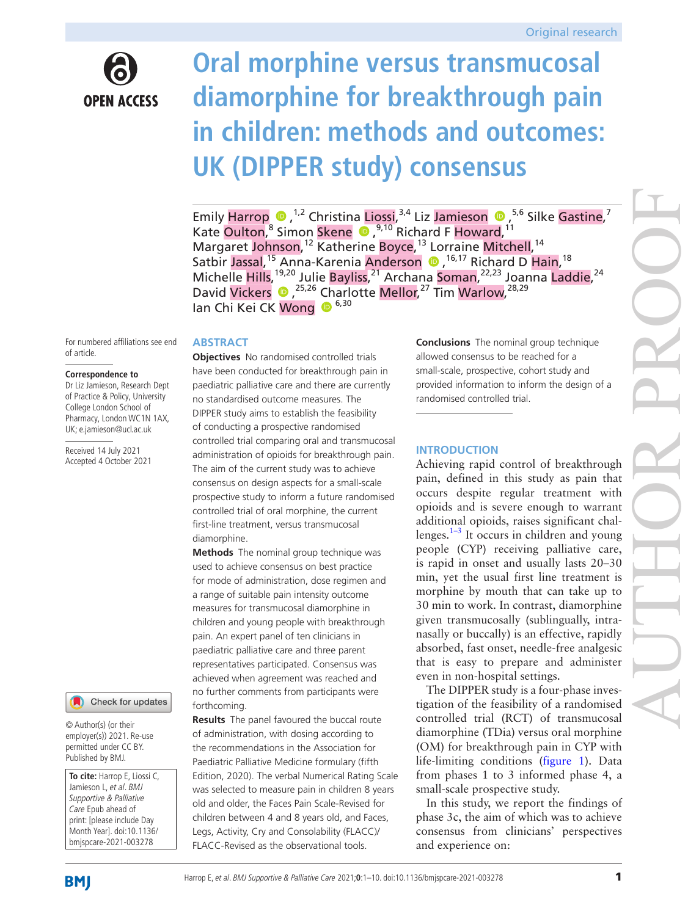Original research

# Oral morphine versus transmucosal diamorphine for breakthrough pain in children: methods and outcomes: UK (DIPPER study) consensus

Emily Harrop,[1,2] Christina Liossi,[3,4] Liz Jamieson,[5,6] Silke Gastine,[7] Kate Oulton,[8] Simon Skene,[9,10] Richard F Howard,[11] Margaret Johnson,[12] Katherine Boyce,[13] Lorraine Mitchell,[14] Satbir Jassal,[15] Anna-Karenia Anderson,[16,17] Richard D Hain,[18] Michelle Hills,[19,20] Julie Bayliss,[21] Archana Soman,[22,23] Joanna Laddie,[24] David Vickers,[25,26] Charlotte Mellor,[27] Tim Warlow,[28,29] Ian Chi Kei CK Wong[6,30]

For numbered affiliations see end of article.

**Correspondence to**

Dr Liz Jamieson, Research Dept of Practice & Policy, University College London School of Pharmacy, London WC1N 1AX, UK; e.jamieson@ucl.ac.uk

Received 14 July 2021
Accepted 4 October 2021

© Author(s) (or their employer(s)) 2021. Re-use permitted under CC BY. Published by BMJ.

**To cite:** Harrop E, Liossi C, Jamieson L, *et al. BMJ Supportive & Palliative Care* Epub ahead of print: [please include Day Month Year]. doi:10.1136/bmjspcare-2021-003278

## ABSTRACT

**Objectives** No randomised controlled trials have been conducted for breakthrough pain in paediatric palliative care and there are currently no standardised outcome measures. The DIPPER study aims to establish the feasibility of conducting a prospective randomised controlled trial comparing oral and transmucosal administration of opioids for breakthrough pain. The aim of the current study was to achieve consensus on design aspects for a small-scale prospective study to inform a future randomised controlled trial of oral morphine, the current first-line treatment, versus transmucosal diamorphine.

**Methods** The nominal group technique was used to achieve consensus on best practice for mode of administration, dose regimen and a range of suitable pain intensity outcome measures for transmucosal diamorphine in children and young people with breakthrough pain. An expert panel of ten clinicians in paediatric palliative care and three parent representatives participated. Consensus was achieved when agreement was reached and no further comments from participants were forthcoming.

**Results** The panel favoured the buccal route of administration, with dosing according to the recommendations in the Association for Paediatric Palliative Medicine formulary (fifth Edition, 2020). The verbal Numerical Rating Scale was selected to measure pain in children 8 years old and older, the Faces Pain Scale-Revised for children between 4 and 8 years old, and Faces, Legs, Activity, Cry and Consolability (FLACC)/FLACC-Revised as the observational tools.

**Conclusions** The nominal group technique allowed consensus to be reached for a small-scale, prospective, cohort study and provided information to inform the design of a randomised controlled trial.

## INTRODUCTION

Achieving rapid control of breakthrough pain, defined in this study as pain that occurs despite regular treatment with opioids and is severe enough to warrant additional opioids, raises significant challenges.[1–3] It occurs in children and young people (CYP) receiving palliative care, is rapid in onset and usually lasts 20–30 min, yet the usual first line treatment is morphine by mouth that can take up to 30 min to work. In contrast, diamorphine given transmucosally (sublingually, intranasally or buccally) is an effective, rapidly absorbed, fast onset, needle-free analgesic that is easy to prepare and administer even in non-hospital settings.

The DIPPER study is a four-phase investigation of the feasibility of a randomised controlled trial (RCT) of transmucosal diamorphine (TDia) versus oral morphine (OM) for breakthrough pain in CYP with life-limiting conditions (figure 1). Data from phases 1 to 3 informed phase 4, a small-scale prospective study.

In this study, we report the findings of phase 3c, the aim of which was to achieve consensus from clinicians' perspectives and experience on: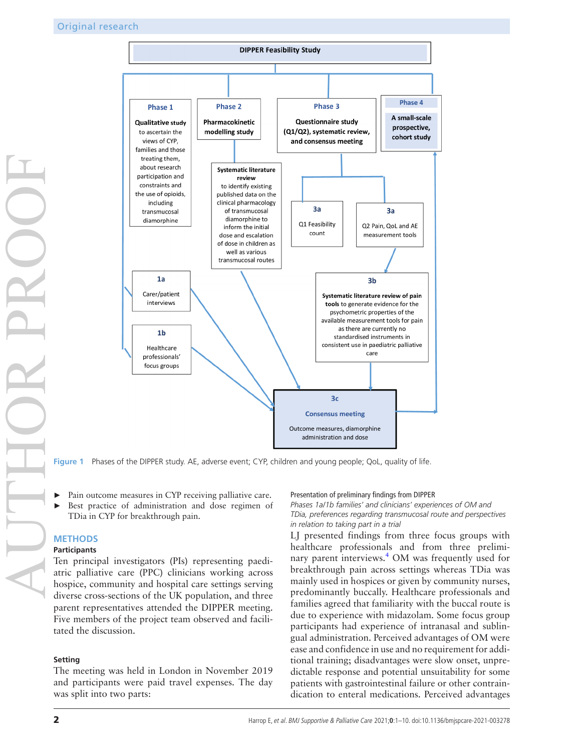DIPPER Feasibility Study

**Phase 1** — **Qualitative study** to ascertain the views of CYP, families and those treating them, about research participation and constraints and the use of opioids, including transmucosal diamorphine

**Phase 2** — **Pharmacokinetic modelling study**

**Phase 3** — **Questionnaire study (Q1/Q2), systematic review, and consensus meeting**

**Phase 4** — **A small-scale prospective, cohort study**

**1a** — Carer/patient interviews

**1b** — Healthcare professionals' focus groups

**Systematic literature review** to identify existing published data on the clinical pharmacology of transmucosal diamorphine to inform the initial dose and escalation of dose in children as well as various transmucosal routes

**3a** — Q1 Feasibility count

**3a** — Q2 Pain, QoL and AE measurement tools

**3b** — **Systematic literature review of pain tools** to generate evidence for the psychometric properties of the available measurement tools for pain as there are currently no standardised instruments in consistent use in paediatric palliative care

**3c** — **Consensus meeting** — Outcome measures, diamorphine administration and dose

Figure 1 Phases of the DIPPER study. AE, adverse event; CYP, children and young people; QoL, quality of life.

- Pain outcome measures in CYP receiving palliative care.
- Best practice of administration and dose regimen of TDia in CYP for breakthrough pain.

## METHODS

### Participants

Ten principal investigators (PIs) representing paediatric palliative care (PPC) clinicians working across hospice, community and hospital care settings serving diverse cross-sections of the UK population, and three parent representatives attended the DIPPER meeting. Five members of the project team observed and facilitated the discussion.

### Setting

The meeting was held in London in November 2019 and participants were paid travel expenses. The day was split into two parts:

### Presentation of preliminary findings from DIPPER

*Phases 1a/1b families' and clinicians' experiences of OM and TDia, preferences regarding transmucosal route and perspectives in relation to taking part in a trial*

LJ presented findings from three focus groups with healthcare professionals and from three preliminary parent interviews.[4] OM was frequently used for breakthrough pain across settings whereas TDia was mainly used in hospices or given by community nurses, predominantly buccally. Healthcare professionals and families agreed that familiarity with the buccal route is due to experience with midazolam. Some focus group participants had experience of intranasal and sublingual administration. Perceived advantages of OM were ease and confidence in use and no requirement for additional training; disadvantages were slow onset, unpredictable response and potential unsuitability for some patients with gastrointestinal failure or other contraindication to enteral medications. Perceived advantages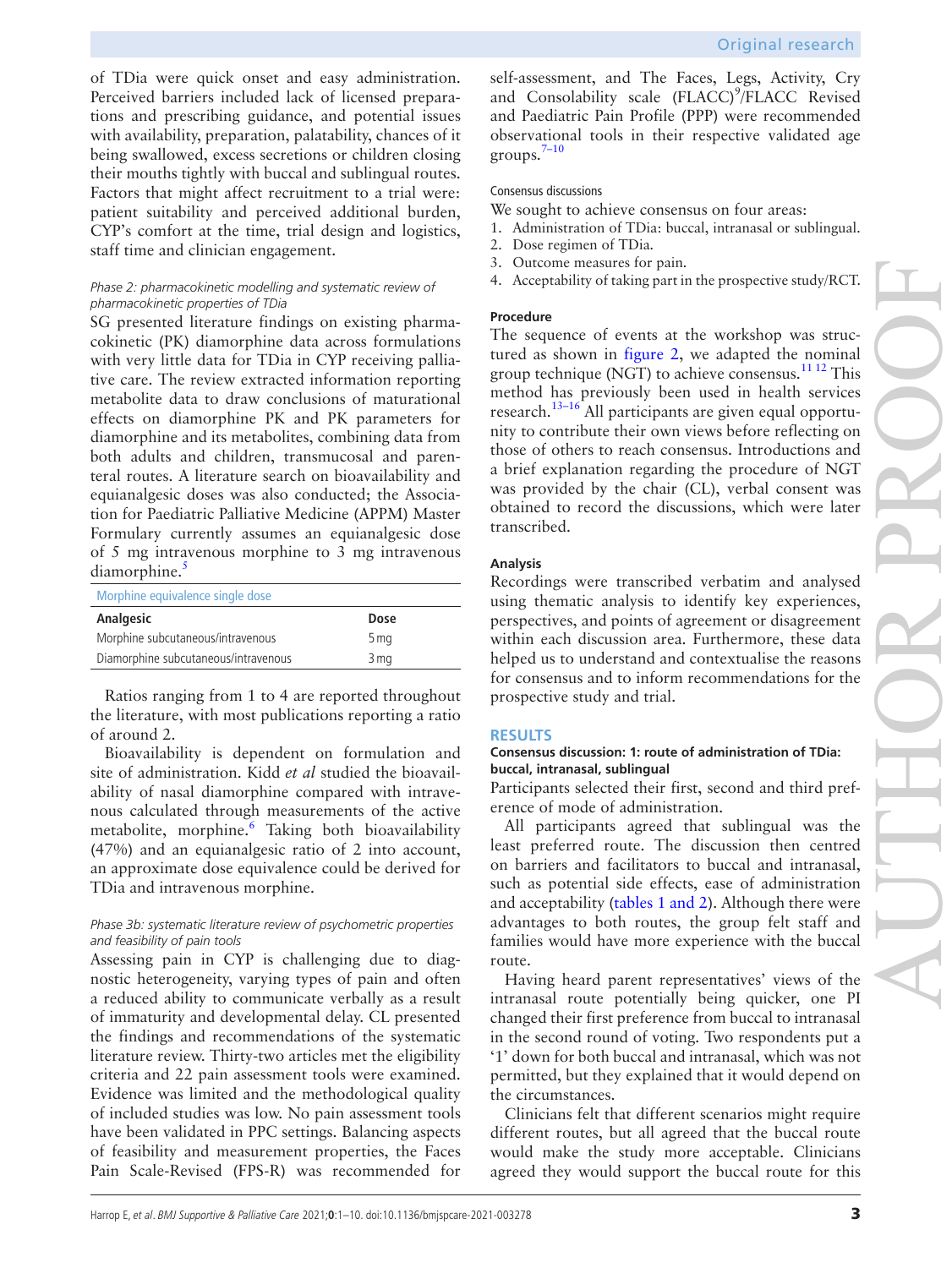of TDia were quick onset and easy administration. Perceived barriers included lack of licensed preparations and prescribing guidance, and potential issues with availability, preparation, palatability, chances of it being swallowed, excess secretions or children closing their mouths tightly with buccal and sublingual routes. Factors that might affect recruitment to a trial were: patient suitability and perceived additional burden, CYP's comfort at the time, trial design and logistics, staff time and clinician engagement.

*Phase 2: pharmacokinetic modelling and systematic review of pharmacokinetic properties of TDia*

SG presented literature findings on existing pharmacokinetic (PK) diamorphine data across formulations with very little data for TDia in CYP receiving palliative care. The review extracted information reporting metabolite data to draw conclusions of maturational effects on diamorphine PK and PK parameters for diamorphine and its metabolites, combining data from both adults and children, transmucosal and parenteral routes. A literature search on bioavailability and equianalgesic doses was also conducted; the Association for Paediatric Palliative Medicine (APPM) Master Formulary currently assumes an equianalgesic dose of 5 mg intravenous morphine to 3 mg intravenous diamorphine.[5]

| Morphine equivalence single dose | |
|---|---|
| **Analgesic** | **Dose** |
| Morphine subcutaneous/intravenous | 5 mg |
| Diamorphine subcutaneous/intravenous | 3 mg |

Ratios ranging from 1 to 4 are reported throughout the literature, with most publications reporting a ratio of around 2.

Bioavailability is dependent on formulation and site of administration. Kidd *et al* studied the bioavailability of nasal diamorphine compared with intravenous calculated through measurements of the active metabolite, morphine.[6] Taking both bioavailability (47%) and an equianalgesic ratio of 2 into account, an approximate dose equivalence could be derived for TDia and intravenous morphine.

*Phase 3b: systematic literature review of psychometric properties and feasibility of pain tools*

Assessing pain in CYP is challenging due to diagnostic heterogeneity, varying types of pain and often a reduced ability to communicate verbally as a result of immaturity and developmental delay. CL presented the findings and recommendations of the systematic literature review. Thirty-two articles met the eligibility criteria and 22 pain assessment tools were examined. Evidence was limited and the methodological quality of included studies was low. No pain assessment tools have been validated in PPC settings. Balancing aspects of feasibility and measurement properties, the Faces Pain Scale-Revised (FPS-R) was recommended for self-assessment, and The Faces, Legs, Activity, Cry and Consolability scale (FLACC)[9]/FLACC Revised and Paediatric Pain Profile (PPP) were recommended observational tools in their respective validated age groups.[7–10]

Consensus discussions

We sought to achieve consensus on four areas:

1. Administration of TDia: buccal, intranasal or sublingual.
2. Dose regimen of TDia.
3. Outcome measures for pain.
4. Acceptability of taking part in the prospective study/RCT.

**Procedure**

The sequence of events at the workshop was structured as shown in figure 2, we adapted the nominal group technique (NGT) to achieve consensus.[11 12] This method has previously been used in health services research.[13–16] All participants are given equal opportunity to contribute their own views before reflecting on those of others to reach consensus. Introductions and a brief explanation regarding the procedure of NGT was provided by the chair (CL), verbal consent was obtained to record the discussions, which were later transcribed.

**Analysis**

Recordings were transcribed verbatim and analysed using thematic analysis to identify key experiences, perspectives, and points of agreement or disagreement within each discussion area. Furthermore, these data helped us to understand and contextualise the reasons for consensus and to inform recommendations for the prospective study and trial.

## RESULTS

**Consensus discussion: 1: route of administration of TDia: buccal, intranasal, sublingual**

Participants selected their first, second and third preference of mode of administration.

All participants agreed that sublingual was the least preferred route. The discussion then centred on barriers and facilitators to buccal and intranasal, such as potential side effects, ease of administration and acceptability (tables 1 and 2). Although there were advantages to both routes, the group felt staff and families would have more experience with the buccal route.

Having heard parent representatives' views of the intranasal route potentially being quicker, one PI changed their first preference from buccal to intranasal in the second round of voting. Two respondents put a '1' down for both buccal and intranasal, which was not permitted, but they explained that it would depend on the circumstances.

Clinicians felt that different scenarios might require different routes, but all agreed that the buccal route would make the study more acceptable. Clinicians agreed they would support the buccal route for this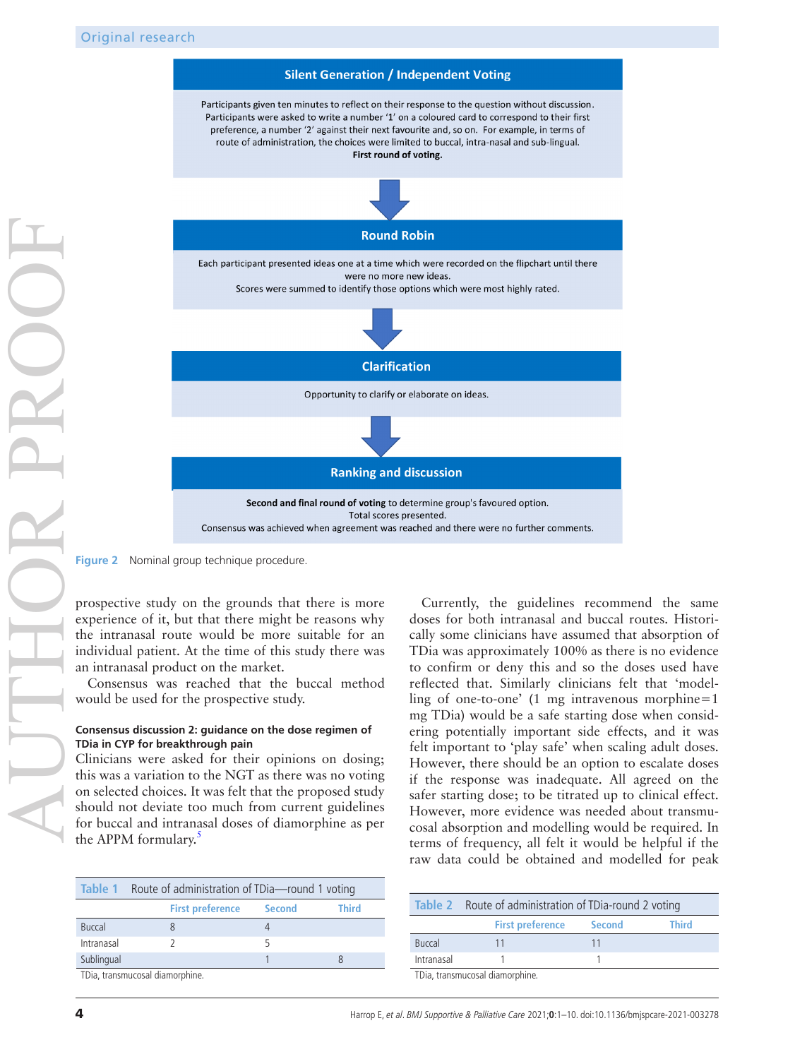**Silent Generation / Independent Voting**

Participants given ten minutes to reflect on their response to the question without discussion. Participants were asked to write a number '1' on a coloured card to correspond to their first preference, a number '2' against their next favourite and, so on. For example, in terms of route of administration, the choices were limited to buccal, intra-nasal and sub-lingual. **First round of voting.**

**Round Robin**

Each participant presented ideas one at a time which were recorded on the flipchart until there were no more new ideas. Scores were summed to identify those options which were most highly rated.

**Clarification**

Opportunity to clarify or elaborate on ideas.

**Ranking and discussion**

**Second and final round of voting** to determine group's favoured option. Total scores presented. Consensus was achieved when agreement was reached and there were no further comments.

Figure 2 Nominal group technique procedure.

prospective study on the grounds that there is more experience of it, but that there might be reasons why the intranasal route would be more suitable for an individual patient. At the time of this study there was an intranasal product on the market.

Consensus was reached that the buccal method would be used for the prospective study.

#### Consensus discussion 2: guidance on the dose regimen of TDia in CYP for breakthrough pain

Clinicians were asked for their opinions on dosing; this was a variation to the NGT as there was no voting on selected choices. It was felt that the proposed study should not deviate too much from current guidelines for buccal and intranasal doses of diamorphine as per the APPM formulary.[5]

Currently, the guidelines recommend the same doses for both intranasal and buccal routes. Historically some clinicians have assumed that absorption of TDia was approximately 100% as there is no evidence to confirm or deny this and so the doses used have reflected that. Similarly clinicians felt that 'modelling of one-to-one' (1 mg intravenous morphine=1 mg TDia) would be a safe starting dose when considering potentially important side effects, and it was felt important to 'play safe' when scaling adult doses. However, there should be an option to escalate doses if the response was inadequate. All agreed on the safer starting dose; to be titrated up to clinical effect. However, more evidence was needed about transmucosal absorption and modelling would be required. In terms of frequency, all felt it would be helpful if the raw data could be obtained and modelled for peak

Table 1 Route of administration of TDia—round 1 voting

| | First preference | Second | Third |
|---|---|---|---|
| Buccal | 8 | 4 | |
| Intranasal | 2 | 5 | |
| Sublingual | | 1 | 8 |

TDia, transmucosal diamorphine.

Table 2 Route of administration of TDia-round 2 voting

| | First preference | Second | Third |
|---|---|---|---|
| Buccal | 11 | 11 | |
| Intranasal | 1 | 1 | |

TDia, transmucosal diamorphine.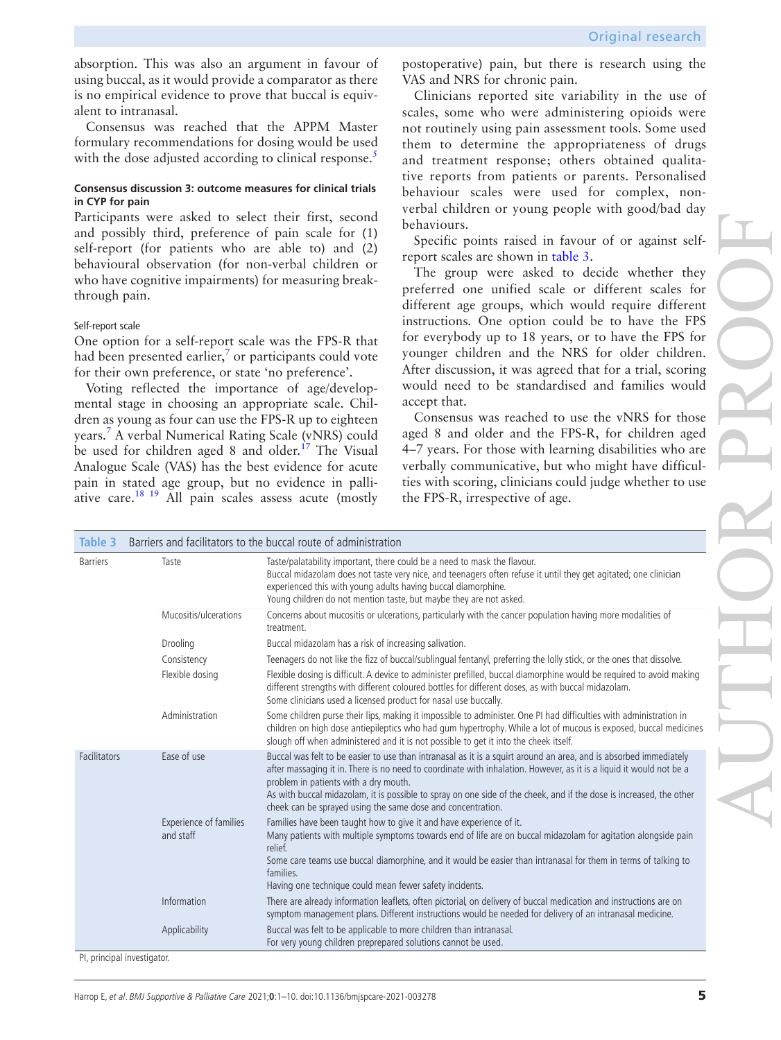absorption. This was also an argument in favour of using buccal, as it would provide a comparator as there is no empirical evidence to prove that buccal is equivalent to intranasal.

Consensus was reached that the APPM Master formulary recommendations for dosing would be used with the dose adjusted according to clinical response.[5]

### Consensus discussion 3: outcome measures for clinical trials in CYP for pain

Participants were asked to select their first, second and possibly third, preference of pain scale for (1) self-report (for patients who are able to) and (2) behavioural observation (for non-verbal children or who have cognitive impairments) for measuring breakthrough pain.

#### Self-report scale

One option for a self-report scale was the FPS-R that had been presented earlier,[7] or participants could vote for their own preference, or state 'no preference'.

Voting reflected the importance of age/developmental stage in choosing an appropriate scale. Children as young as four can use the FPS-R up to eighteen years.[7] A verbal Numerical Rating Scale (vNRS) could be used for children aged 8 and older.[17] The Visual Analogue Scale (VAS) has the best evidence for acute pain in stated age group, but no evidence in palliative care.[18 19] All pain scales assess acute (mostly postoperative) pain, but there is research using the VAS and NRS for chronic pain.

Clinicians reported site variability in the use of scales, some who were administering opioids were not routinely using pain assessment tools. Some used them to determine the appropriateness of drugs and treatment response; others obtained qualitative reports from patients or parents. Personalised behaviour scales were used for complex, non-verbal children or young people with good/bad day behaviours.

Specific points raised in favour of or against self-report scales are shown in table 3.

The group were asked to decide whether they preferred one unified scale or different scales for different age groups, which would require different instructions. One option could be to have the FPS for everybody up to 18 years, or to have the FPS for younger children and the NRS for older children. After discussion, it was agreed that for a trial, scoring would need to be standardised and families would accept that.

Consensus was reached to use the vNRS for those aged 8 and older and the FPS-R, for children aged 4–7 years. For those with learning disabilities who are verbally communicative, but who might have difficulties with scoring, clinicians could judge whether to use the FPS-R, irrespective of age.

**Table 3** Barriers and facilitators to the buccal route of administration

| | | |
|---|---|---|
| Barriers | Taste | Taste/palatability important, there could be a need to mask the flavour.<br>Buccal midazolam does not taste very nice, and teenagers often refuse it until they get agitated; one clinician experienced this with young adults having buccal diamorphine.<br>Young children do not mention taste, but maybe they are not asked. |
| | Mucositis/ulcerations | Concerns about mucositis or ulcerations, particularly with the cancer population having more modalities of treatment. |
| | Drooling | Buccal midazolam has a risk of increasing salivation. |
| | Consistency | Teenagers do not like the fizz of buccal/sublingual fentanyl, preferring the lolly stick, or the ones that dissolve. |
| | Flexible dosing | Flexible dosing is difficult. A device to administer prefilled, buccal diamorphine would be required to avoid making different strengths with different coloured bottles for different doses, as with buccal midazolam.<br>Some clinicians used a licensed product for nasal use buccally. |
| | Administration | Some children purse their lips, making it impossible to administer. One PI had difficulties with administration in children on high dose antiepileptics who had gum hypertrophy. While a lot of mucous is exposed, buccal medicines slough off when administered and it is not possible to get it into the cheek itself. |
| Facilitators | Ease of use | Buccal was felt to be easier to use than intranasal as it is a squirt around an area, and is absorbed immediately after massaging it in. There is no need to coordinate with inhalation. However, as it is a liquid it would not be a problem in patients with a dry mouth.<br>As with buccal midazolam, it is possible to spray on one side of the cheek, and if the dose is increased, the other cheek can be sprayed using the same dose and concentration. |
| | Experience of families and staff | Families have been taught how to give it and have experience of it.<br>Many patients with multiple symptoms towards end of life are on buccal midazolam for agitation alongside pain relief.<br>Some care teams use buccal diamorphine, and it would be easier than intranasal for them in terms of talking to families.<br>Having one technique could mean fewer safety incidents. |
| | Information | There are already information leaflets, often pictorial, on delivery of buccal medication and instructions are on symptom management plans. Different instructions would be needed for delivery of an intranasal medicine. |
| | Applicability | Buccal was felt to be applicable to more children than intranasal.<br>For very young children preprepared solutions cannot be used. |

PI, principal investigator.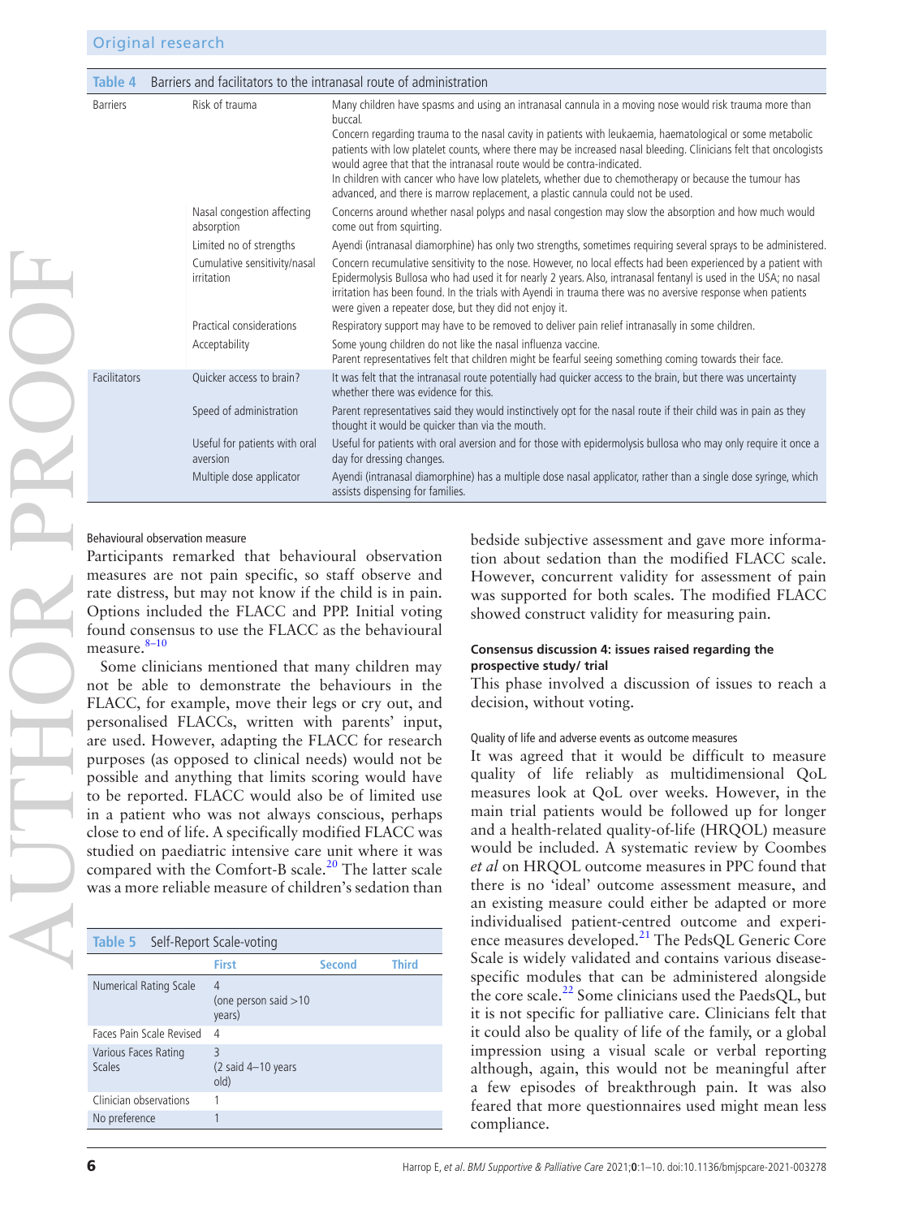**Table 4** Barriers and facilitators to the intranasal route of administration

| | | |
|---|---|---|
| Barriers | Risk of trauma | Many children have spasms and using an intranasal cannula in a moving nose would risk trauma more than buccal. Concern regarding trauma to the nasal cavity in patients with leukaemia, haematological or some metabolic patients with low platelet counts, where there may be increased nasal bleeding. Clinicians felt that oncologists would agree that that the intranasal route would be contra-indicated. In children with cancer who have low platelets, whether due to chemotherapy or because the tumour has advanced, and there is marrow replacement, a plastic cannula could not be used. |
| | Nasal congestion affecting absorption | Concerns around whether nasal polyps and nasal congestion may slow the absorption and how much would come out from squirting. |
| | Limited no of strengths | Ayendi (intranasal diamorphine) has only two strengths, sometimes requiring several sprays to be administered. |
| | Cumulative sensitivity/nasal irritation | Concern recumulative sensitivity to the nose. However, no local effects had been experienced by a patient with Epidermolysis Bullosa who had used it for nearly 2 years. Also, intranasal fentanyl is used in the USA; no nasal irritation has been found. In the trials with Ayendi in trauma there was no aversive response when patients were given a repeater dose, but they did not enjoy it. |
| | Practical considerations | Respiratory support may have to be removed to deliver pain relief intranasally in some children. |
| | Acceptability | Some young children do not like the nasal influenza vaccine. Parent representatives felt that children might be fearful seeing something coming towards their face. |
| Facilitators | Quicker access to brain? | It was felt that the intranasal route potentially had quicker access to the brain, but there was uncertainty whether there was evidence for this. |
| | Speed of administration | Parent representatives said they would instinctively opt for the nasal route if their child was in pain as they thought it would be quicker than via the mouth. |
| | Useful for patients with oral aversion | Useful for patients with oral aversion and for those with epidermolysis bullosa who may only require it once a day for dressing changes. |
| | Multiple dose applicator | Ayendi (intranasal diamorphine) has a multiple dose nasal applicator, rather than a single dose syringe, which assists dispensing for families. |

#### Behavioural observation measure

Participants remarked that behavioural observation measures are not pain specific, so staff observe and rate distress, but may not know if the child is in pain. Options included the FLACC and PPP. Initial voting found consensus to use the FLACC as the behavioural measure.[8–10]

Some clinicians mentioned that many children may not be able to demonstrate the behaviours in the FLACC, for example, move their legs or cry out, and personalised FLACCs, written with parents' input, are used. However, adapting the FLACC for research purposes (as opposed to clinical needs) would not be possible and anything that limits scoring would have to be reported. FLACC would also be of limited use in a patient who was not always conscious, perhaps close to end of life. A specifically modified FLACC was studied on paediatric intensive care unit where it was compared with the Comfort-B scale.[20] The latter scale was a more reliable measure of children's sedation than bedside subjective assessment and gave more information about sedation than the modified FLACC scale. However, concurrent validity for assessment of pain was supported for both scales. The modified FLACC showed construct validity for measuring pain.

**Table 5** Self-Report Scale-voting

| | First | Second | Third |
|---|---|---|---|
| Numerical Rating Scale | 4 (one person said >10 years) | | |
| Faces Pain Scale Revised | 4 | | |
| Various Faces Rating Scales | 3 (2 said 4–10 years old) | | |
| Clinician observations | 1 | | |
| No preference | 1 | | |

### Consensus discussion 4: issues raised regarding the prospective study/ trial

This phase involved a discussion of issues to reach a decision, without voting.

#### Quality of life and adverse events as outcome measures

It was agreed that it would be difficult to measure quality of life reliably as multidimensional QoL measures look at QoL over weeks. However, in the main trial patients would be followed up for longer and a health-related quality-of-life (HRQOL) measure would be included. A systematic review by Coombes *et al* on HRQOL outcome measures in PPC found that there is no 'ideal' outcome assessment measure, and an existing measure could either be adapted or more individualised patient-centred outcome and experience measures developed.[21] The PedsQL Generic Core Scale is widely validated and contains various disease-specific modules that can be administered alongside the core scale.[22] Some clinicians used the PaedsQL, but it is not specific for palliative care. Clinicians felt that it could also be quality of life of the family, or a global impression using a visual scale or verbal reporting although, again, this would not be meaningful after a few episodes of breakthrough pain. It was also feared that more questionnaires used might mean less compliance.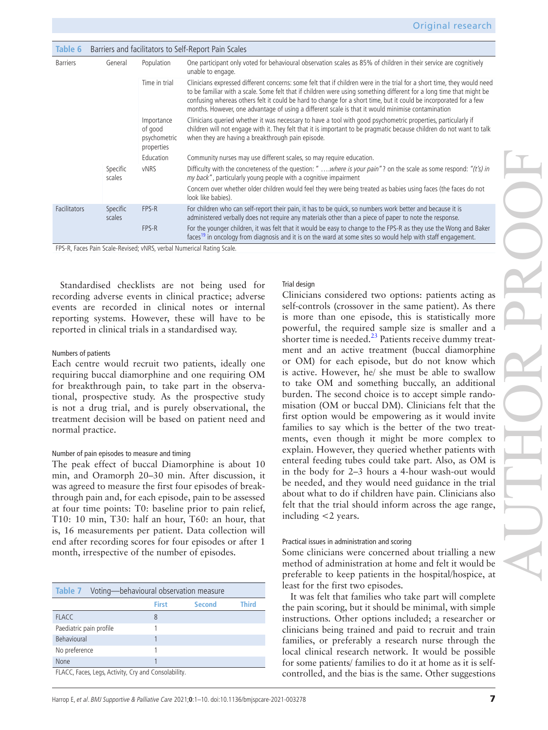**Table 6** Barriers and facilitators to Self-Report Pain Scales

| | | | |
|---|---|---|---|
| Barriers | General | Population | One participant only voted for behavioural observation scales as 85% of children in their service are cognitively unable to engage. |
| | | Time in trial | Clinicians expressed different concerns: some felt that if children were in the trial for a short time, they would need to be familiar with a scale. Some felt that if children were using something different for a long time that might be confusing whereas others felt it could be hard to change for a short time, but it could be incorporated for a few months. However, one advantage of using a different scale is that it would minimise contamination |
| | | Importance of good psychometric properties | Clinicians queried whether it was necessary to have a tool with good psychometric properties, particularly if children will not engage with it. They felt that it is important to be pragmatic because children do not want to talk when they are having a breakthrough pain episode. |
| | | Education | Community nurses may use different scales, so may require education. |
| | Specific scales | vNRS | Difficulty with the concreteness of the question: " ….*where is your pain*"? on the scale as some respond: *"(t's) in my back"*, particularly young people with a cognitive impairment |
| | | | Concern over whether older children would feel they were being treated as babies using faces (the faces do not look like babies). |
| Facilitators | Specific scales | FPS-R | For children who can self-report their pain, it has to be quick, so numbers work better and because it is administered verbally does not require any materials other than a piece of paper to note the response. |
| | | FPS-R | For the younger children, it was felt that it would be easy to change to the FPS-R as they use the Wong and Baker faces[19] in oncology from diagnosis and it is on the ward at some sites so would help with staff engagement. |

FPS-R, Faces Pain Scale-Revised; vNRS, verbal Numerical Rating Scale.

Standardised checklists are not being used for recording adverse events in clinical practice; adverse events are recorded in clinical notes or internal reporting systems. However, these will have to be reported in clinical trials in a standardised way.

#### Numbers of patients

Each centre would recruit two patients, ideally one requiring buccal diamorphine and one requiring OM for breakthrough pain, to take part in the observational, prospective study. As the prospective study is not a drug trial, and is purely observational, the treatment decision will be based on patient need and normal practice.

#### Number of pain episodes to measure and timing

The peak effect of buccal Diamorphine is about 10 min, and Oramorph 20–30 min. After discussion, it was agreed to measure the first four episodes of breakthrough pain and, for each episode, pain to be assessed at four time points: T0: baseline prior to pain relief, T10: 10 min, T30: half an hour, T60: an hour, that is, 16 measurements per patient. Data collection will end after recording scores for four episodes or after 1 month, irrespective of the number of episodes.

**Table 7** Voting—behavioural observation measure

| | First | Second | Third |
|---|---|---|---|
| FLACC | 8 | | |
| Paediatric pain profile | 1 | | |
| Behavioural | 1 | | |
| No preference | 1 | | |
| None | 1 | | |

FLACC, Faces, Legs, Activity, Cry and Consolability.

#### Trial design

Clinicians considered two options: patients acting as self-controls (crossover in the same patient). As there is more than one episode, this is statistically more powerful, the required sample size is smaller and a shorter time is needed.[23] Patients receive dummy treatment and an active treatment (buccal diamorphine or OM) for each episode, but do not know which is active. However, he/ she must be able to swallow to take OM and something buccally, an additional burden. The second choice is to accept simple randomisation (OM or buccal DM). Clinicians felt that the first option would be empowering as it would invite families to say which is the better of the two treatments, even though it might be more complex to explain. However, they queried whether patients with enteral feeding tubes could take part. Also, as OM is in the body for 2–3 hours a 4-hour wash-out would be needed, and they would need guidance in the trial about what to do if children have pain. Clinicians also felt that the trial should inform across the age range, including <2 years.

#### Practical issues in administration and scoring

Some clinicians were concerned about trialling a new method of administration at home and felt it would be preferable to keep patients in the hospital/hospice, at least for the first two episodes.

It was felt that families who take part will complete the pain scoring, but it should be minimal, with simple instructions. Other options included; a researcher or clinicians being trained and paid to recruit and train families, or preferably a research nurse through the local clinical research network. It would be possible for some patients/ families to do it at home as it is self-controlled, and the bias is the same. Other suggestions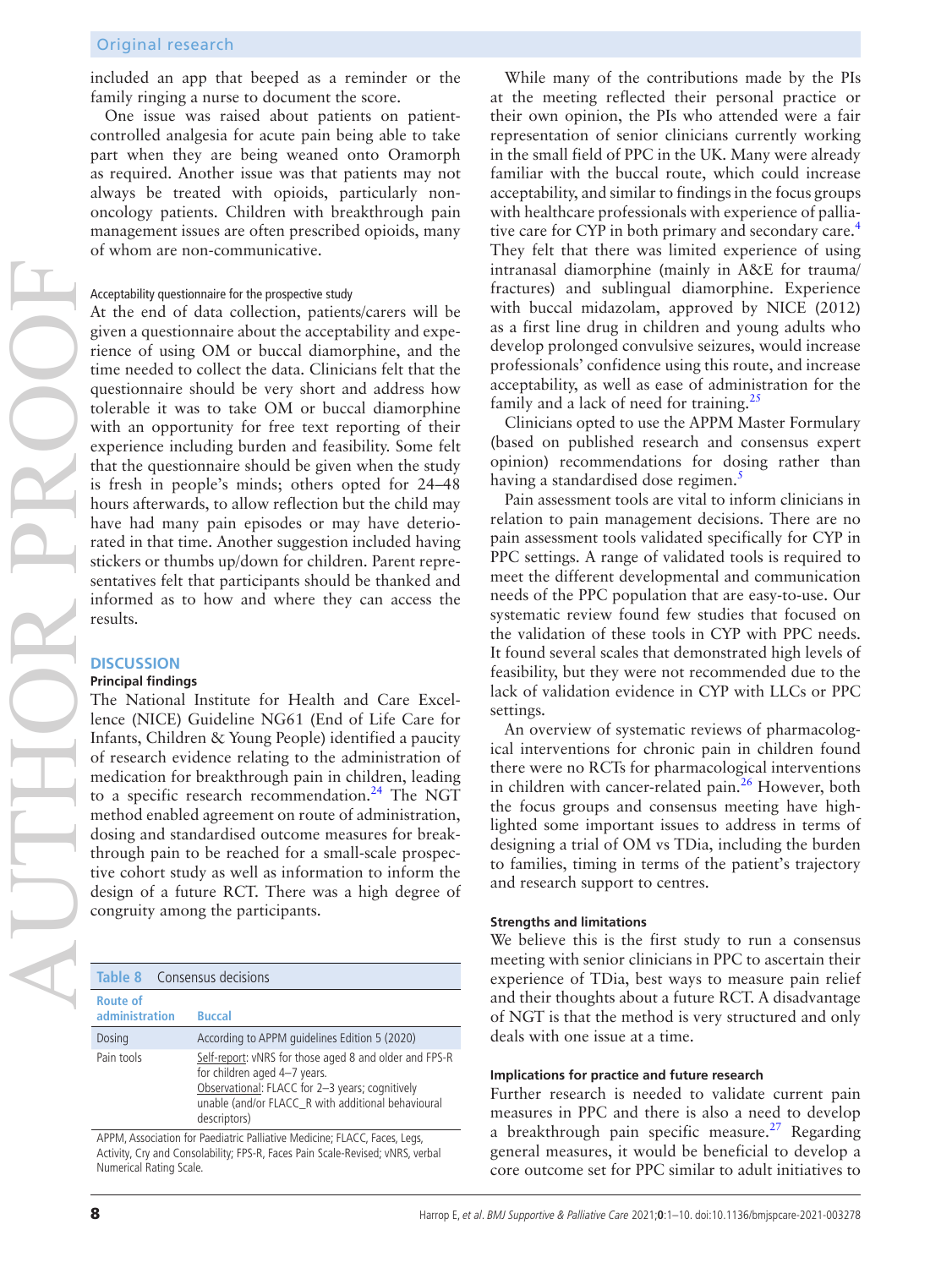included an app that beeped as a reminder or the family ringing a nurse to document the score.

One issue was raised about patients on patient-controlled analgesia for acute pain being able to take part when they are being weaned onto Oramorph as required. Another issue was that patients may not always be treated with opioids, particularly non-oncology patients. Children with breakthrough pain management issues are often prescribed opioids, many of whom are non-communicative.

#### Acceptability questionnaire for the prospective study

At the end of data collection, patients/carers will be given a questionnaire about the acceptability and experience of using OM or buccal diamorphine, and the time needed to collect the data. Clinicians felt that the questionnaire should be very short and address how tolerable it was to take OM or buccal diamorphine with an opportunity for free text reporting of their experience including burden and feasibility. Some felt that the questionnaire should be given when the study is fresh in people's minds; others opted for 24–48 hours afterwards, to allow reflection but the child may have had many pain episodes or may have deteriorated in that time. Another suggestion included having stickers or thumbs up/down for children. Parent representatives felt that participants should be thanked and informed as to how and where they can access the results.

## DISCUSSION

### Principal findings

The National Institute for Health and Care Excellence (NICE) Guideline NG61 (End of Life Care for Infants, Children & Young People) identified a paucity of research evidence relating to the administration of medication for breakthrough pain in children, leading to a specific research recommendation.[24] The NGT method enabled agreement on route of administration, dosing and standardised outcome measures for breakthrough pain to be reached for a small-scale prospective cohort study as well as information to inform the design of a future RCT. There was a high degree of congruity among the participants.

**Table 8** Consensus decisions

| Route of administration | Buccal |
|---|---|
| Dosing | According to APPM guidelines Edition 5 (2020) |
| Pain tools | Self-report: vNRS for those aged 8 and older and FPS-R for children aged 4–7 years.<br>Observational: FLACC for 2–3 years; cognitively unable (and/or FLACC_R with additional behavioural descriptors) |

APPM, Association for Paediatric Palliative Medicine; FLACC, Faces, Legs, Activity, Cry and Consolability; FPS-R, Faces Pain Scale-Revised; vNRS, verbal Numerical Rating Scale.

While many of the contributions made by the PIs at the meeting reflected their personal practice or their own opinion, the PIs who attended were a fair representation of senior clinicians currently working in the small field of PPC in the UK. Many were already familiar with the buccal route, which could increase acceptability, and similar to findings in the focus groups with healthcare professionals with experience of palliative care for CYP in both primary and secondary care.[4] They felt that there was limited experience of using intranasal diamorphine (mainly in A&E for trauma/fractures) and sublingual diamorphine. Experience with buccal midazolam, approved by NICE (2012) as a first line drug in children and young adults who develop prolonged convulsive seizures, would increase professionals' confidence using this route, and increase acceptability, as well as ease of administration for the family and a lack of need for training.[25]

Clinicians opted to use the APPM Master Formulary (based on published research and consensus expert opinion) recommendations for dosing rather than having a standardised dose regimen.[5]

Pain assessment tools are vital to inform clinicians in relation to pain management decisions. There are no pain assessment tools validated specifically for CYP in PPC settings. A range of validated tools is required to meet the different developmental and communication needs of the PPC population that are easy-to-use. Our systematic review found few studies that focused on the validation of these tools in CYP with PPC needs. It found several scales that demonstrated high levels of feasibility, but they were not recommended due to the lack of validation evidence in CYP with LLCs or PPC settings.

An overview of systematic reviews of pharmacological interventions for chronic pain in children found there were no RCTs for pharmacological interventions in children with cancer-related pain.[26] However, both the focus groups and consensus meeting have highlighted some important issues to address in terms of designing a trial of OM vs TDia, including the burden to families, timing in terms of the patient's trajectory and research support to centres.

### Strengths and limitations

We believe this is the first study to run a consensus meeting with senior clinicians in PPC to ascertain their experience of TDia, best ways to measure pain relief and their thoughts about a future RCT. A disadvantage of NGT is that the method is very structured and only deals with one issue at a time.

### Implications for practice and future research

Further research is needed to validate current pain measures in PPC and there is also a need to develop a breakthrough pain specific measure.[27] Regarding general measures, it would be beneficial to develop a core outcome set for PPC similar to adult initiatives to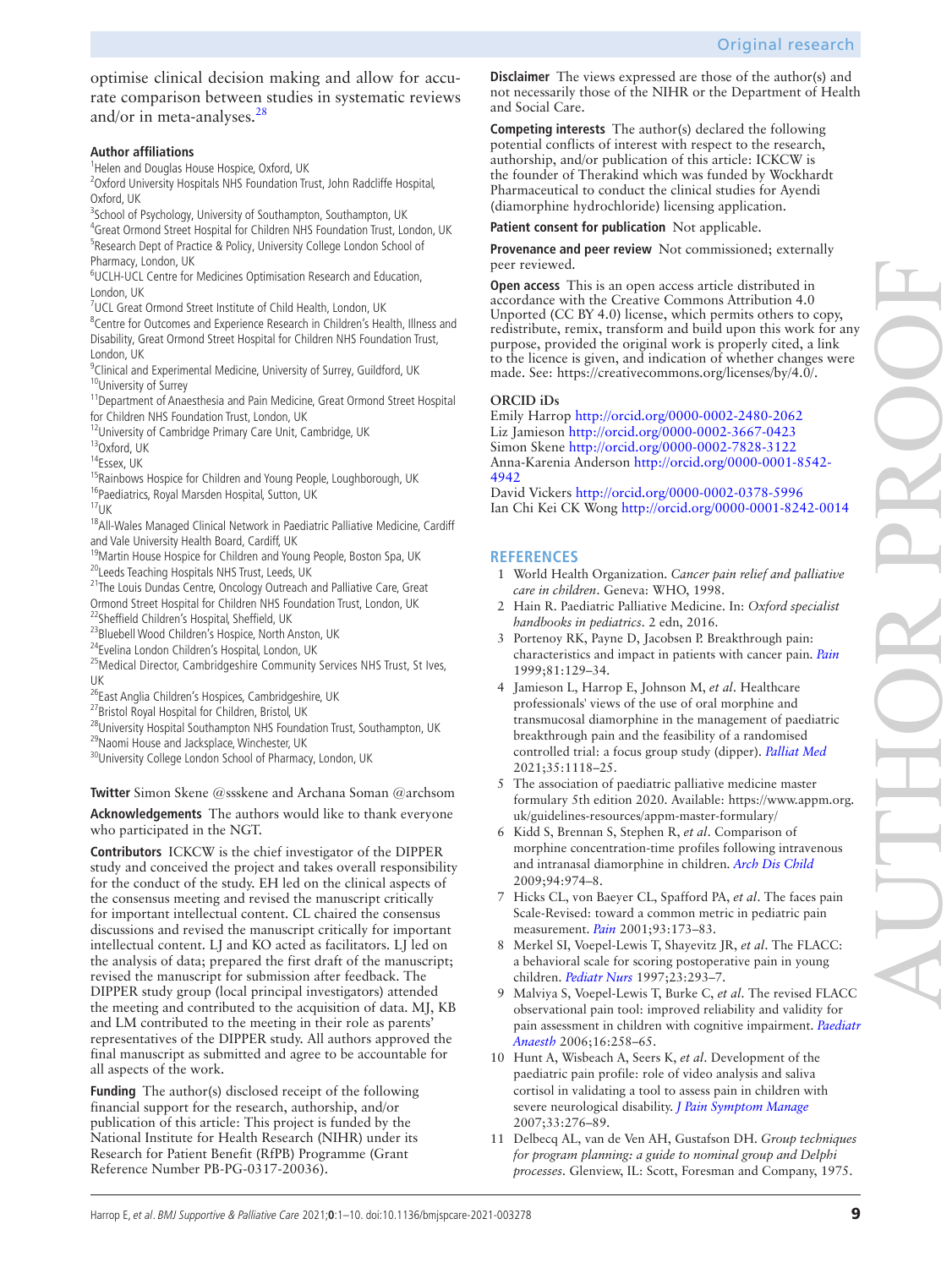optimise clinical decision making and allow for accurate comparison between studies in systematic reviews and/or in meta-analyses.[28]

**Author affiliations**

[1]Helen and Douglas House Hospice, Oxford, UK
[2]Oxford University Hospitals NHS Foundation Trust, John Radcliffe Hospital, Oxford, UK
[3]School of Psychology, University of Southampton, Southampton, UK
[4]Great Ormond Street Hospital for Children NHS Foundation Trust, London, UK
[5]Research Dept of Practice & Policy, University College London School of Pharmacy, London, UK
[6]UCLH-UCL Centre for Medicines Optimisation Research and Education, London, UK
[7]UCL Great Ormond Street Institute of Child Health, London, UK
[8]Centre for Outcomes and Experience Research in Children's Health, Illness and Disability, Great Ormond Street Hospital for Children NHS Foundation Trust, London, UK
[9]Clinical and Experimental Medicine, University of Surrey, Guildford, UK
[10]University of Surrey
[11]Department of Anaesthesia and Pain Medicine, Great Ormond Street Hospital for Children NHS Foundation Trust, London, UK
[12]University of Cambridge Primary Care Unit, Cambridge, UK
[13]Oxford, UK
[14]Essex, UK
[15]Rainbows Hospice for Children and Young People, Loughborough, UK
[16]Paediatrics, Royal Marsden Hospital, Sutton, UK
[17]UK
[18]All-Wales Managed Clinical Network in Paediatric Palliative Medicine, Cardiff and Vale University Health Board, Cardiff, UK
[19]Martin House Hospice for Children and Young People, Boston Spa, UK
[20]Leeds Teaching Hospitals NHS Trust, Leeds, UK
[21]The Louis Dundas Centre, Oncology Outreach and Palliative Care, Great Ormond Street Hospital for Children NHS Foundation Trust, London, UK
[22]Sheffield Children's Hospital, Sheffield, UK
[23]Bluebell Wood Children's Hospice, North Anston, UK
[24]Evelina London Children's Hospital, London, UK
[25]Medical Director, Cambridgeshire Community Services NHS Trust, St Ives, UK
[26]East Anglia Children's Hospices, Cambridgeshire, UK
[27]Bristol Royal Hospital for Children, Bristol, UK
[28]University Hospital Southampton NHS Foundation Trust, Southampton, UK
[29]Naomi House and Jacksplace, Winchester, UK
[30]University College London School of Pharmacy, London, UK

**Twitter** Simon Skene @ssskene and Archana Soman @archsom

**Acknowledgements** The authors would like to thank everyone who participated in the NGT.

**Contributors** ICKCW is the chief investigator of the DIPPER study and conceived the project and takes overall responsibility for the conduct of the study. EH led on the clinical aspects of the consensus meeting and revised the manuscript critically for important intellectual content. CL chaired the consensus discussions and revised the manuscript critically for important intellectual content. LJ and KO acted as facilitators. LJ led on the analysis of data; prepared the first draft of the manuscript; revised the manuscript for submission after feedback. The DIPPER study group (local principal investigators) attended the meeting and contributed to the acquisition of data. MJ, KB and LM contributed to the meeting in their role as parents' representatives of the DIPPER study. All authors approved the final manuscript as submitted and agree to be accountable for all aspects of the work.

**Funding** The author(s) disclosed receipt of the following financial support for the research, authorship, and/or publication of this article: This project is funded by the National Institute for Health Research (NIHR) under its Research for Patient Benefit (RfPB) Programme (Grant Reference Number PB-PG-0317-20036).

**Disclaimer** The views expressed are those of the author(s) and not necessarily those of the NIHR or the Department of Health and Social Care.

**Competing interests** The author(s) declared the following potential conflicts of interest with respect to the research, authorship, and/or publication of this article: ICKCW is the founder of Therakind which was funded by Wockhardt Pharmaceutical to conduct the clinical studies for Ayendi (diamorphine hydrochloride) licensing application.

**Patient consent for publication** Not applicable.

**Provenance and peer review** Not commissioned; externally peer reviewed.

**Open access** This is an open access article distributed in accordance with the Creative Commons Attribution 4.0 Unported (CC BY 4.0) license, which permits others to copy, redistribute, remix, transform and build upon this work for any purpose, provided the original work is properly cited, a link to the licence is given, and indication of whether changes were made. See: https://creativecommons.org/licenses/by/4.0/.

**ORCID iDs**

Emily Harrop http://orcid.org/0000-0002-2480-2062
Liz Jamieson http://orcid.org/0000-0002-3667-0423
Simon Skene http://orcid.org/0000-0002-7828-3122
Anna-Karenia Anderson http://orcid.org/0000-0001-8542-4942
David Vickers http://orcid.org/0000-0002-0378-5996
Ian Chi Kei CK Wong http://orcid.org/0000-0001-8242-0014

## REFERENCES

1. World Health Organization. *Cancer pain relief and palliative care in children*. Geneva: WHO, 1998.
2. Hain R. Paediatric Palliative Medicine. In: *Oxford specialist handbooks in pediatrics*. 2 edn, 2016.
3. Portenoy RK, Payne D, Jacobsen P. Breakthrough pain: characteristics and impact in patients with cancer pain. *Pain* 1999;81:129–34.
4. Jamieson L, Harrop E, Johnson M, *et al*. Healthcare professionals' views of the use of oral morphine and transmucosal diamorphine in the management of paediatric breakthrough pain and the feasibility of a randomised controlled trial: a focus group study (dipper). *Palliat Med* 2021;35:1118–25.
5. The association of paediatric palliative medicine master formulary 5th edition 2020. Available: https://www.appm.org.uk/guidelines-resources/appm-master-formulary/
6. Kidd S, Brennan S, Stephen R, *et al*. Comparison of morphine concentration-time profiles following intravenous and intranasal diamorphine in children. *Arch Dis Child* 2009;94:974–8.
7. Hicks CL, von Baeyer CL, Spafford PA, *et al*. The faces pain Scale-Revised: toward a common metric in pediatric pain measurement. *Pain* 2001;93:173–83.
8. Merkel SI, Voepel-Lewis T, Shayevitz JR, *et al*. The FLACC: a behavioral scale for scoring postoperative pain in young children. *Pediatr Nurs* 1997;23:293–7.
9. Malviya S, Voepel-Lewis T, Burke C, *et al*. The revised FLACC observational pain tool: improved reliability and validity for pain assessment in children with cognitive impairment. *Paediatr Anaesth* 2006;16:258–65.
10. Hunt A, Wisbeach A, Seers K, *et al*. Development of the paediatric pain profile: role of video analysis and saliva cortisol in validating a tool to assess pain in children with severe neurological disability. *J Pain Symptom Manage* 2007;33:276–89.
11. Delbecq AL, van de Ven AH, Gustafson DH. *Group techniques for program planning: a guide to nominal group and Delphi processes*. Glenview, IL: Scott, Foresman and Company, 1975.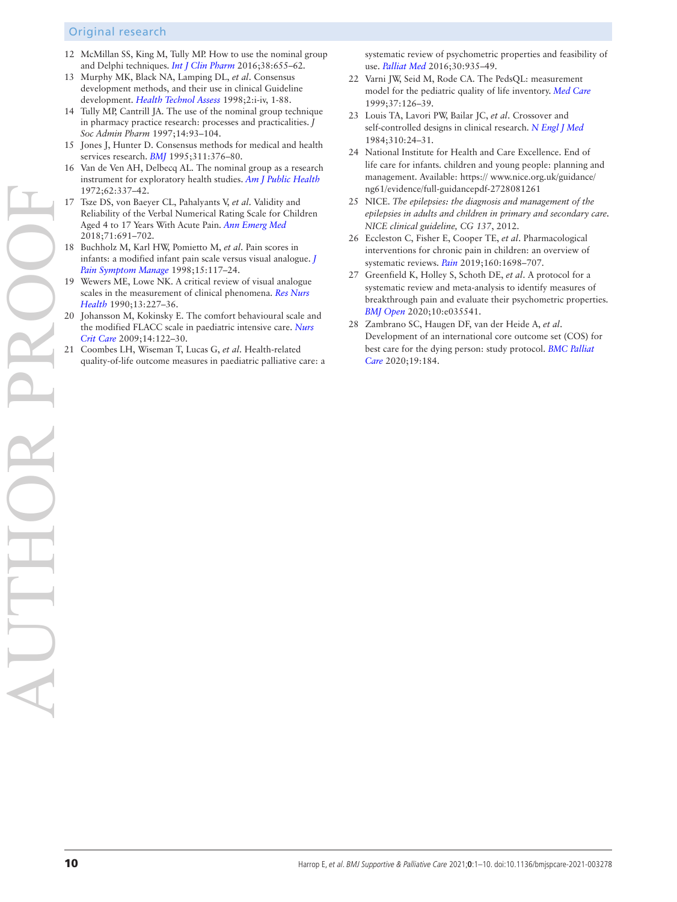12 McMillan SS, King M, Tully MP. How to use the nominal group and Delphi techniques. *Int J Clin Pharm* 2016;38:655–62.
13 Murphy MK, Black NA, Lamping DL, *et al*. Consensus development methods, and their use in clinical Guideline development. *Health Technol Assess* 1998;2:i-iv, 1-88.
14 Tully MP, Cantrill JA. The use of the nominal group technique in pharmacy practice research: processes and practicalities. *J Soc Admin Pharm* 1997;14:93–104.
15 Jones J, Hunter D. Consensus methods for medical and health services research. *BMJ* 1995;311:376–80.
16 Van de Ven AH, Delbecq AL. The nominal group as a research instrument for exploratory health studies. *Am J Public Health* 1972;62:337–42.
17 Tsze DS, von Baeyer CL, Pahalyants V, *et al*. Validity and Reliability of the Verbal Numerical Rating Scale for Children Aged 4 to 17 Years With Acute Pain. *Ann Emerg Med* 2018;71:691–702.
18 Buchholz M, Karl HW, Pomietto M, *et al*. Pain scores in infants: a modified infant pain scale versus visual analogue. *J Pain Symptom Manage* 1998;15:117–24.
19 Wewers ME, Lowe NK. A critical review of visual analogue scales in the measurement of clinical phenomena. *Res Nurs Health* 1990;13:227–36.
20 Johansson M, Kokinsky E. The comfort behavioural scale and the modified FLACC scale in paediatric intensive care. *Nurs Crit Care* 2009;14:122–30.
21 Coombes LH, Wiseman T, Lucas G, *et al*. Health-related quality-of-life outcome measures in paediatric palliative care: a systematic review of psychometric properties and feasibility of use. *Palliat Med* 2016;30:935–49.
22 Varni JW, Seid M, Rode CA. The PedsQL: measurement model for the pediatric quality of life inventory. *Med Care* 1999;37:126–39.
23 Louis TA, Lavori PW, Bailar JC, *et al*. Crossover and self-controlled designs in clinical research. *N Engl J Med* 1984;310:24–31.
24 National Institute for Health and Care Excellence. End of life care for infants. children and young people: planning and management. Available: https:// www.nice.org.uk/guidance/ng61/evidence/full-guidancepdf-2728081261
25 NICE. *The epilepsies: the diagnosis and management of the epilepsies in adults and children in primary and secondary care. NICE clinical guideline, CG 137*, 2012.
26 Eccleston C, Fisher E, Cooper TE, *et al*. Pharmacological interventions for chronic pain in children: an overview of systematic reviews. *Pain* 2019;160:1698–707.
27 Greenfield K, Holley S, Schoth DE, *et al*. A protocol for a systematic review and meta-analysis to identify measures of breakthrough pain and evaluate their psychometric properties. *BMJ Open* 2020;10:e035541.
28 Zambrano SC, Haugen DF, van der Heide A, *et al*. Development of an international core outcome set (COS) for best care for the dying person: study protocol. *BMC Palliat Care* 2020;19:184.